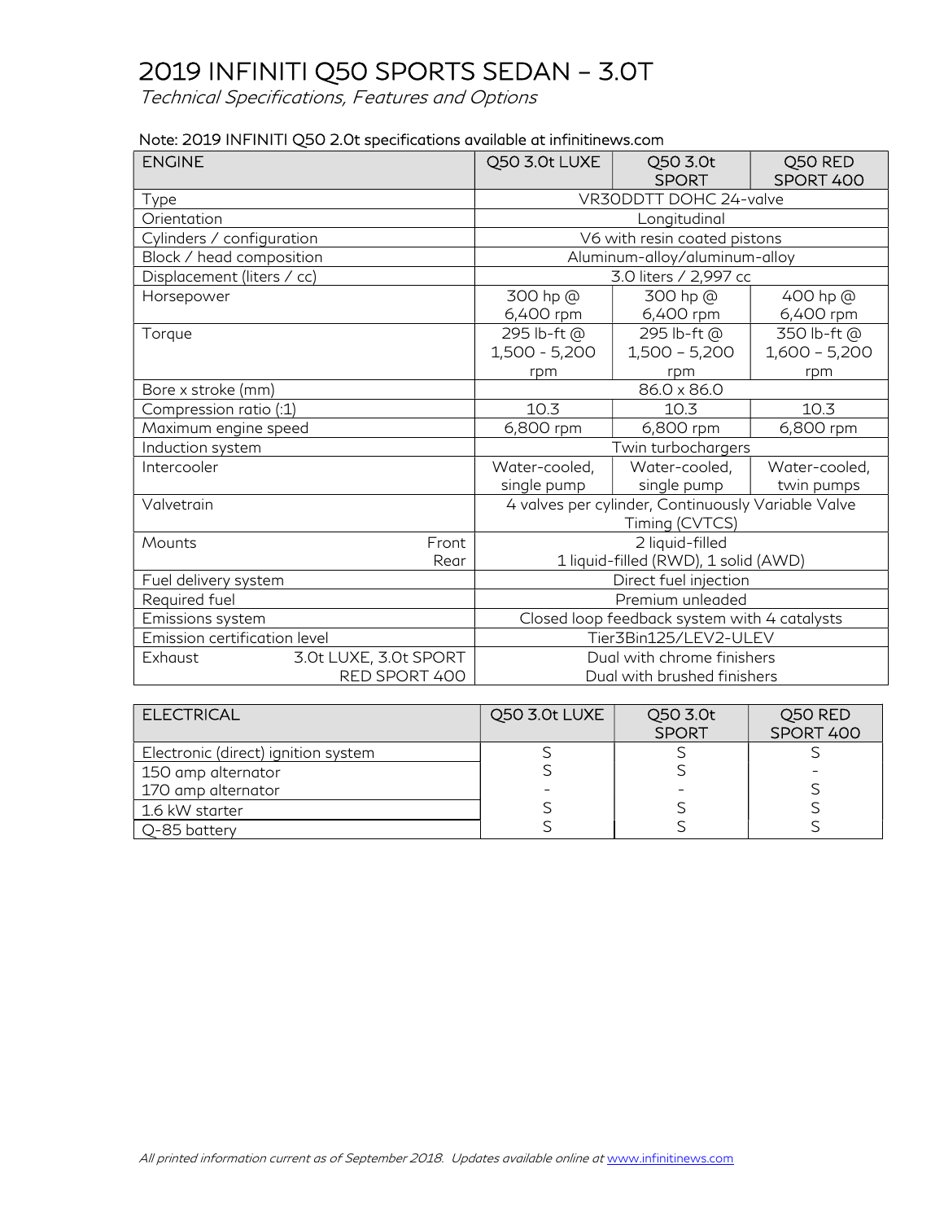# 2019 INFINITI Q50 SPORTS SEDAN – 3.0T

*Technical Specifications, Features and Options*

Note: 2019 INFINITI Q50 2.0t specifications available at infinitinews.com

| ENGINE | | Q50 3.0t LUXE | Q50 3.0t SPORT | Q50 RED SPORT 400 |
|---|---|---|---|---|
| Type | | VR30DDTT DOHC 24-valve | | |
| Orientation | | Longitudinal | | |
| Cylinders / configuration | | V6 with resin coated pistons | | |
| Block / head composition | | Aluminum-alloy/aluminum-alloy | | |
| Displacement (liters / cc) | | 3.0 liters / 2,997 cc | | |
| Horsepower | | 300 hp @ 6,400 rpm | 300 hp @ 6,400 rpm | 400 hp @ 6,400 rpm |
| Torque | | 295 lb-ft @ 1,500 - 5,200 rpm | 295 lb-ft @ 1,500 – 5,200 rpm | 350 lb-ft @ 1,600 – 5,200 rpm |
| Bore x stroke (mm) | | 86.0 x 86.0 | | |
| Compression ratio (:1) | | 10.3 | 10.3 | 10.3 |
| Maximum engine speed | | 6,800 rpm | 6,800 rpm | 6,800 rpm |
| Induction system | | Twin turbochargers | | |
| Intercooler | | Water-cooled, single pump | Water-cooled, single pump | Water-cooled, twin pumps |
| Valvetrain | | 4 valves per cylinder, Continuously Variable Valve Timing (CVTCS) | | |
| Mounts | Front | 2 liquid-filled | | |
| | Rear | 1 liquid-filled (RWD), 1 solid (AWD) | | |
| Fuel delivery system | | Direct fuel injection | | |
| Required fuel | | Premium unleaded | | |
| Emissions system | | Closed loop feedback system with 4 catalysts | | |
| Emission certification level | | Tier3Bin125/LEV2-ULEV | | |
| Exhaust | 3.0t LUXE, 3.0t SPORT | Dual with chrome finishers | | |
| | RED SPORT 400 | Dual with brushed finishers | | |

| ELECTRICAL | Q50 3.0t LUXE | Q50 3.0t SPORT | Q50 RED SPORT 400 |
|---|---|---|---|
| Electronic (direct) ignition system | S | S | S |
| 150 amp alternator | S | S | - |
| 170 amp alternator | - | - | S |
| 1.6 kW starter | S | S | S |
| Q-85 battery | S | S | S |

*All printed information current as of September 2018. Updates available online at* www.infinitinews.com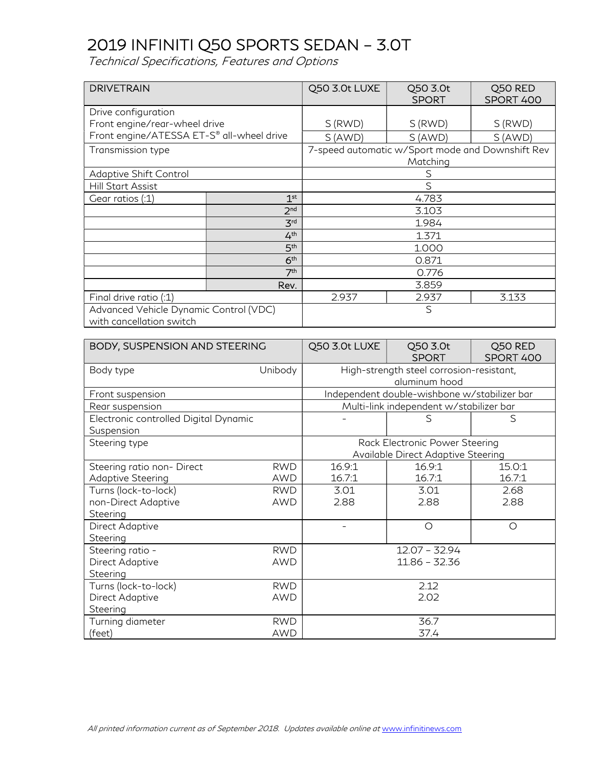# 2019 INFINITI Q50 SPORTS SEDAN – 3.0T

*Technical Specifications, Features and Options*

| DRIVETRAIN | | Q50 3.0t LUXE | Q50 3.0t SPORT | Q50 RED SPORT 400 |
|---|---|---|---|---|
| Drive configuration<br>Front engine/rear-wheel drive | | S (RWD) | S (RWD) | S (RWD) |
| Front engine/ATESSA ET-S® all-wheel drive | | S (AWD) | S (AWD) | S (AWD) |
| Transmission type | | 7-speed automatic w/Sport mode and Downshift Rev Matching | | |
| Adaptive Shift Control | | S | | |
| Hill Start Assist | | S | | |
| Gear ratios (:1) | 1st | 4.783 | | |
| | 2nd | 3.103 | | |
| | 3rd | 1.984 | | |
| | 4th | 1.371 | | |
| | 5th | 1.000 | | |
| | 6th | 0.871 | | |
| | 7th | 0.776 | | |
| | Rev. | 3.859 | | |
| Final drive ratio (:1) | | 2.937 | 2.937 | 3.133 |
| Advanced Vehicle Dynamic Control (VDC) with cancellation switch | | S | | |

| BODY, SUSPENSION AND STEERING | | Q50 3.0t LUXE | Q50 3.0t SPORT | Q50 RED SPORT 400 |
|---|---|---|---|---|
| Body type | Unibody | High-strength steel corrosion-resistant, aluminum hood | | |
| Front suspension | | Independent double-wishbone w/stabilizer bar | | |
| Rear suspension | | Multi-link independent w/stabilizer bar | | |
| Electronic controlled Digital Dynamic Suspension | | - | S | S |
| Steering type | | Rack Electronic Power Steering<br>Available Direct Adaptive Steering | | |
| Steering ratio non- Direct Adaptive Steering | RWD<br>AWD | 16.9:1<br>16.7:1 | 16.9:1<br>16.7:1 | 15.0:1<br>16.7:1 |
| Turns (lock-to-lock) non-Direct Adaptive Steering | RWD<br>AWD | 3.01<br>2.88 | 3.01<br>2.88 | 2.68<br>2.88 |
| Direct Adaptive Steering | | - | O | O |
| Steering ratio - Direct Adaptive Steering | RWD<br>AWD | 12.07 – 32.94<br>11.86 – 32.36 | | |
| Turns (lock-to-lock) Direct Adaptive Steering | RWD<br>AWD | 2.12<br>2.02 | | |
| Turning diameter (feet) | RWD<br>AWD | 36.7<br>37.4 | | |

*All printed information current as of September 2018. Updates available online at www.infinitinews.com*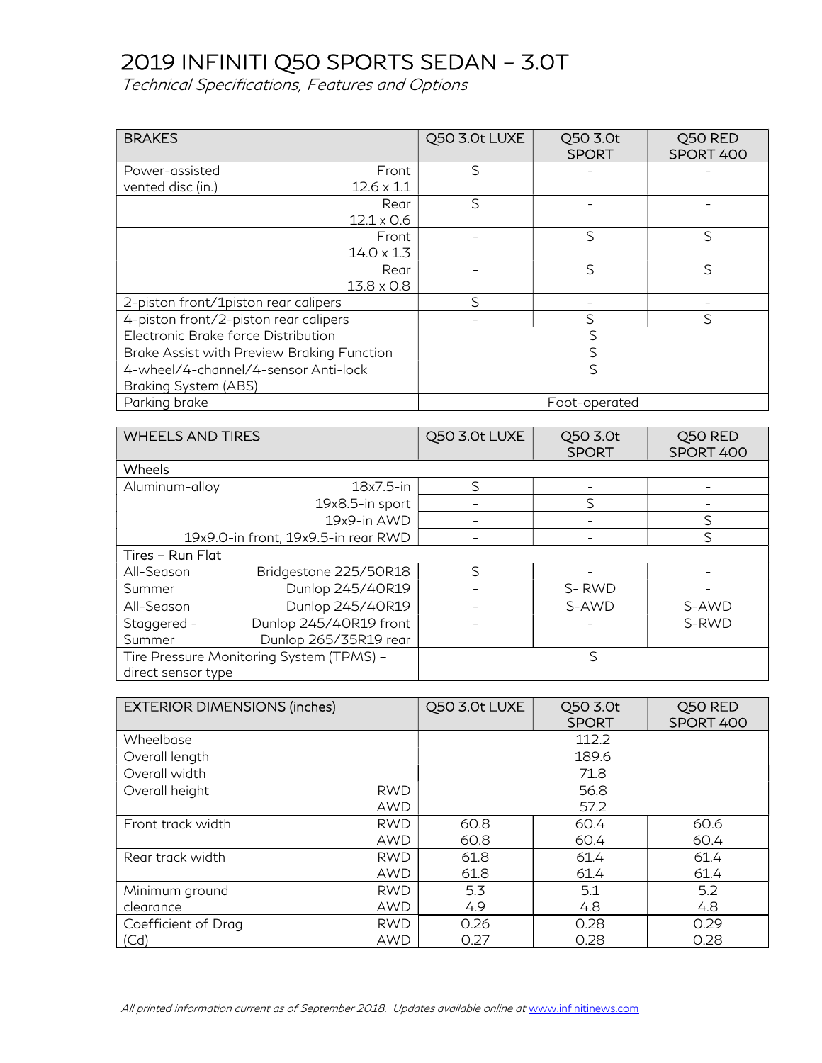# 2019 INFINITI Q50 SPORTS SEDAN – 3.0T

*Technical Specifications, Features and Options*

| BRAKES | | Q50 3.0t LUXE | Q50 3.0t SPORT | Q50 RED SPORT 400 |
|---|---|---|---|---|
| Power-assisted vented disc (in.) | Front 12.6 x 1.1 | S | - | - |
| | Rear 12.1 x 0.6 | S | - | - |
| | Front 14.0 x 1.3 | - | S | S |
| | Rear 13.8 x 0.8 | - | S | S |
| 2-piston front/1piston rear calipers | | S | - | - |
| 4-piston front/2-piston rear calipers | | - | S | S |
| Electronic Brake force Distribution | | S | | |
| Brake Assist with Preview Braking Function | | S | | |
| 4-wheel/4-channel/4-sensor Anti-lock Braking System (ABS) | | S | | |
| Parking brake | | Foot-operated | | |

| WHEELS AND TIRES | | Q50 3.0t LUXE | Q50 3.0t SPORT | Q50 RED SPORT 400 |
|---|---|---|---|---|
| **Wheels** | | | | |
| Aluminum-alloy | 18x7.5-in | S | - | - |
| | 19x8.5-in sport | - | S | - |
| | 19x9-in AWD | - | - | S |
| | 19x9.0-in front, 19x9.5-in rear RWD | - | - | S |
| **Tires – Run Flat** | | | | |
| All-Season | Bridgestone 225/50R18 | S | - | - |
| Summer | Dunlop 245/40R19 | - | S- RWD | - |
| All-Season | Dunlop 245/40R19 | - | S-AWD | S-AWD |
| Staggered - Summer | Dunlop 245/40R19 front Dunlop 265/35R19 rear | - | - | S-RWD |
| Tire Pressure Monitoring System (TPMS) – direct sensor type | | S | | |

| EXTERIOR DIMENSIONS (inches) | | Q50 3.0t LUXE | Q50 3.0t SPORT | Q50 RED SPORT 400 |
|---|---|---|---|---|
| Wheelbase | | 112.2 | | |
| Overall length | | 189.6 | | |
| Overall width | | 71.8 | | |
| Overall height | RWD | 56.8 | | |
| | AWD | 57.2 | | |
| Front track width | RWD | 60.8 | 60.4 | 60.6 |
| | AWD | 60.8 | 60.4 | 60.4 |
| Rear track width | RWD | 61.8 | 61.4 | 61.4 |
| | AWD | 61.8 | 61.4 | 61.4 |
| Minimum ground clearance | RWD | 5.3 | 5.1 | 5.2 |
| | AWD | 4.9 | 4.8 | 4.8 |
| Coefficient of Drag (Cd) | RWD | 0.26 | 0.28 | 0.29 |
| | AWD | 0.27 | 0.28 | 0.28 |

*All printed information current as of September 2018. Updates available online at www.infinitinews.com*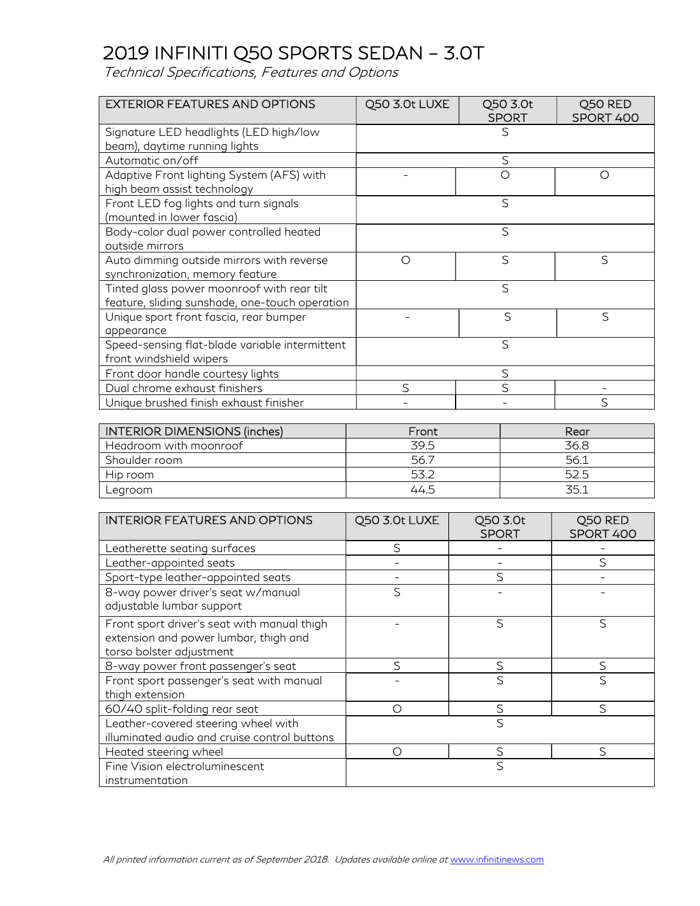# 2019 INFINITI Q50 SPORTS SEDAN – 3.0T

*Technical Specifications, Features and Options*

| EXTERIOR FEATURES AND OPTIONS | Q50 3.0t LUXE | Q50 3.0t SPORT | Q50 RED SPORT 400 |
|---|---|---|---|
| Signature LED headlights (LED high/low beam), daytime running lights | | S | |
| Automatic on/off | | S | |
| Adaptive Front lighting System (AFS) with high beam assist technology | - | O | O |
| Front LED fog lights and turn signals (mounted in lower fascia) | | S | |
| Body-color dual power controlled heated outside mirrors | | S | |
| Auto dimming outside mirrors with reverse synchronization, memory feature | O | S | S |
| Tinted glass power moonroof with rear tilt feature, sliding sunshade, one-touch operation | | S | |
| Unique sport front fascia, rear bumper appearance | - | S | S |
| Speed-sensing flat-blade variable intermittent front windshield wipers | | S | |
| Front door handle courtesy lights | | S | |
| Dual chrome exhaust finishers | S | S | - |
| Unique brushed finish exhaust finisher | - | - | S |

| INTERIOR DIMENSIONS (inches) | Front | Rear |
|---|---|---|
| Headroom with moonroof | 39.5 | 36.8 |
| Shoulder room | 56.7 | 56.1 |
| Hip room | 53.2 | 52.5 |
| Legroom | 44.5 | 35.1 |

| INTERIOR FEATURES AND OPTIONS | Q50 3.0t LUXE | Q50 3.0t SPORT | Q50 RED SPORT 400 |
|---|---|---|---|
| Leatherette seating surfaces | S | - | - |
| Leather-appointed seats | - | - | S |
| Sport-type leather-appointed seats | - | S | - |
| 8-way power driver's seat w/manual adjustable lumbar support | S | - | - |
| Front sport driver's seat with manual thigh extension and power lumbar, thigh and torso bolster adjustment | - | S | S |
| 8-way power front passenger's seat | S | S | S |
| Front sport passenger's seat with manual thigh extension | - | S | S |
| 60/40 split-folding rear seat | O | S | S |
| Leather-covered steering wheel with illuminated audio and cruise control buttons | | S | |
| Heated steering wheel | O | S | S |
| Fine Vision electroluminescent instrumentation | | S | |

*All printed information current as of September 2018. Updates available online at www.infinitinews.com*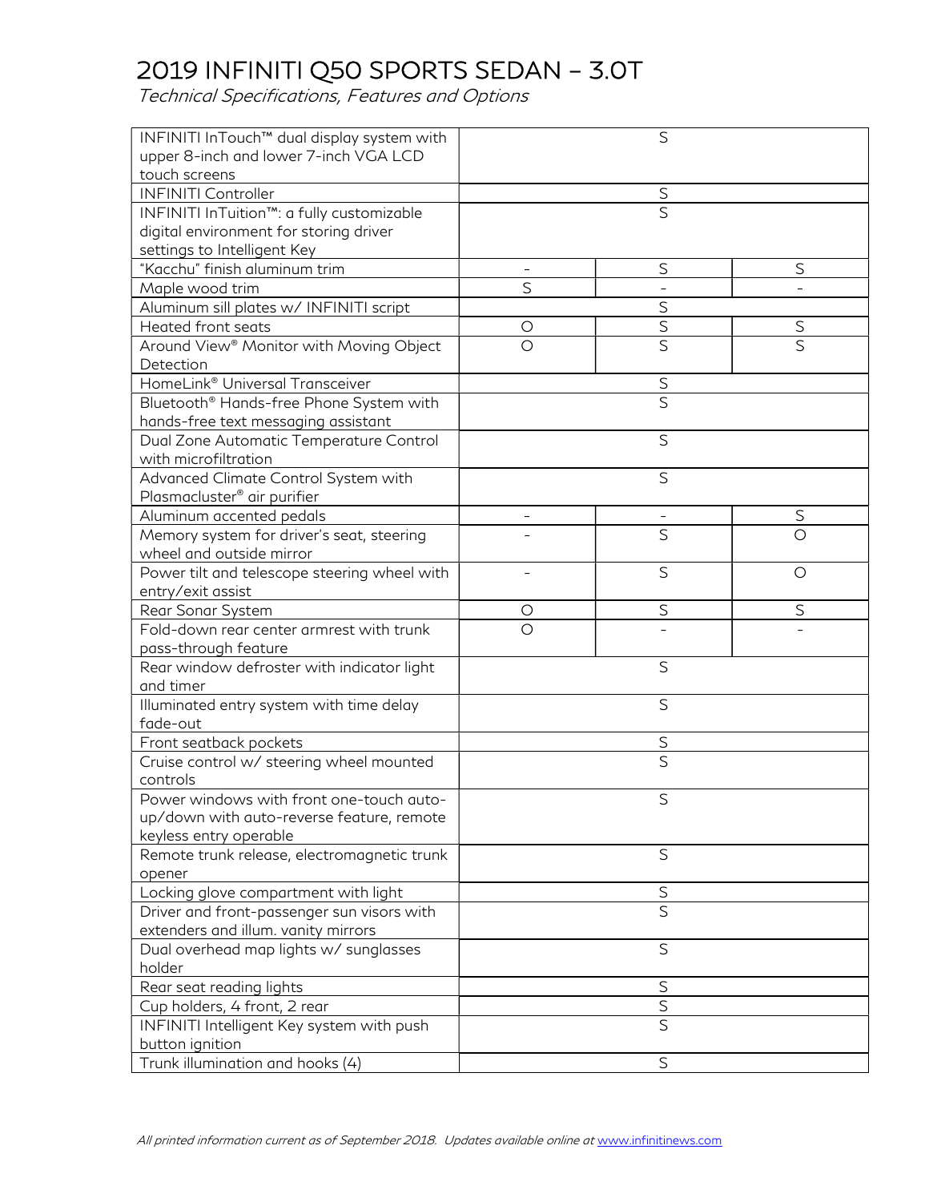# 2019 INFINITI Q50 SPORTS SEDAN – 3.0T

*Technical Specifications, Features and Options*

| | | | |
|---|---|---|---|
| INFINITI InTouch™ dual display system with upper 8-inch and lower 7-inch VGA LCD touch screens | | S | |
| INFINITI Controller | | S | |
| INFINITI InTuition™: a fully customizable digital environment for storing driver settings to Intelligent Key | | S | |
| "Kacchu" finish aluminum trim | - | S | S |
| Maple wood trim | S | - | - |
| Aluminum sill plates w/ INFINITI script | | S | |
| Heated front seats | O | S | S |
| Around View® Monitor with Moving Object Detection | O | S | S |
| HomeLink® Universal Transceiver | | S | |
| Bluetooth® Hands-free Phone System with hands-free text messaging assistant | | S | |
| Dual Zone Automatic Temperature Control with microfiltration | | S | |
| Advanced Climate Control System with Plasmacluster® air purifier | | S | |
| Aluminum accented pedals | - | - | S |
| Memory system for driver's seat, steering wheel and outside mirror | - | S | O |
| Power tilt and telescope steering wheel with entry/exit assist | - | S | O |
| Rear Sonar System | O | S | S |
| Fold-down rear center armrest with trunk pass-through feature | O | - | - |
| Rear window defroster with indicator light and timer | | S | |
| Illuminated entry system with time delay fade-out | | S | |
| Front seatback pockets | | S | |
| Cruise control w/ steering wheel mounted controls | | S | |
| Power windows with front one-touch auto-up/down with auto-reverse feature, remote keyless entry operable | | S | |
| Remote trunk release, electromagnetic trunk opener | | S | |
| Locking glove compartment with light | | S | |
| Driver and front-passenger sun visors with extenders and illum. vanity mirrors | | S | |
| Dual overhead map lights w/ sunglasses holder | | S | |
| Rear seat reading lights | | S | |
| Cup holders, 4 front, 2 rear | | S | |
| INFINITI Intelligent Key system with push button ignition | | S | |
| Trunk illumination and hooks (4) | | S | |

*All printed information current as of September 2018. Updates available online at www.infinitinews.com*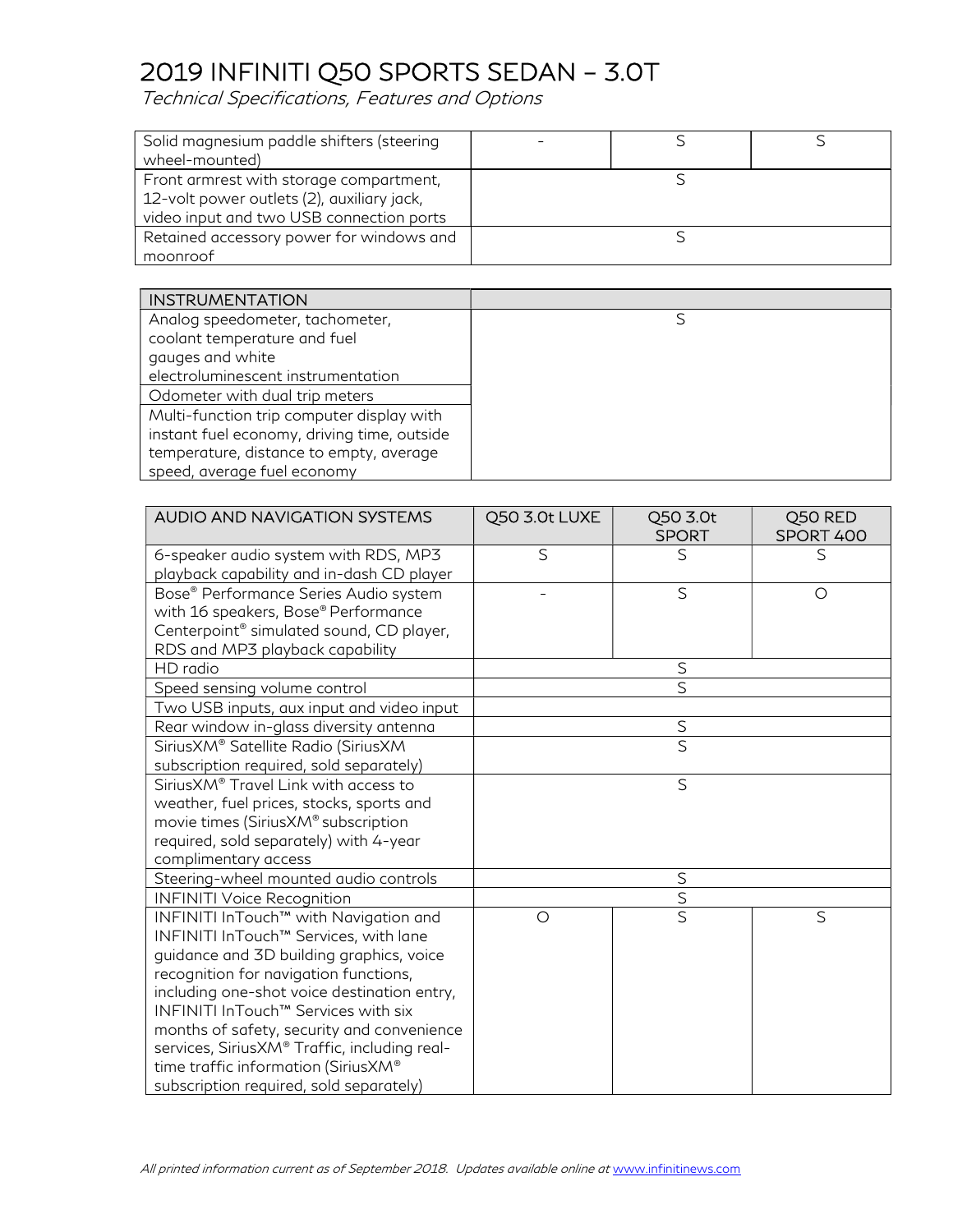# 2019 INFINITI Q50 SPORTS SEDAN – 3.0T

*Technical Specifications, Features and Options*

| | | | |
|---|---|---|---|
| Solid magnesium paddle shifters (steering wheel-mounted) | – | S | S |
| Front armrest with storage compartment, 12-volt power outlets (2), auxiliary jack, video input and two USB connection ports | | S | |
| Retained accessory power for windows and moonroof | | S | |

| INSTRUMENTATION | |
|---|---|
| Analog speedometer, tachometer, coolant temperature and fuel gauges and white electroluminescent instrumentation | S |
| Odometer with dual trip meters | |
| Multi-function trip computer display with instant fuel economy, driving time, outside temperature, distance to empty, average speed, average fuel economy | |

| AUDIO AND NAVIGATION SYSTEMS | Q50 3.0t LUXE | Q50 3.0t SPORT | Q50 RED SPORT 400 |
|---|---|---|---|
| 6-speaker audio system with RDS, MP3 playback capability and in-dash CD player | S | S | S |
| Bose® Performance Series Audio system with 16 speakers, Bose® Performance Centerpoint® simulated sound, CD player, RDS and MP3 playback capability | – | S | O |
| HD radio | | S | |
| Speed sensing volume control | | S | |
| Two USB inputs, aux input and video input | | | |
| Rear window in-glass diversity antenna | | S | |
| SiriusXM® Satellite Radio (SiriusXM subscription required, sold separately) | | S | |
| SiriusXM® Travel Link with access to weather, fuel prices, stocks, sports and movie times (SiriusXM® subscription required, sold separately) with 4-year complimentary access | | S | |
| Steering-wheel mounted audio controls | | S | |
| INFINITI Voice Recognition | | S | |
| INFINITI InTouch™ with Navigation and INFINITI InTouch™ Services, with lane guidance and 3D building graphics, voice recognition for navigation functions, including one-shot voice destination entry, INFINITI InTouch™ Services with six months of safety, security and convenience services, SiriusXM® Traffic, including real-time traffic information (SiriusXM® subscription required, sold separately) | O | S | S |

*All printed information current as of September 2018. Updates available online at www.infinitinews.com*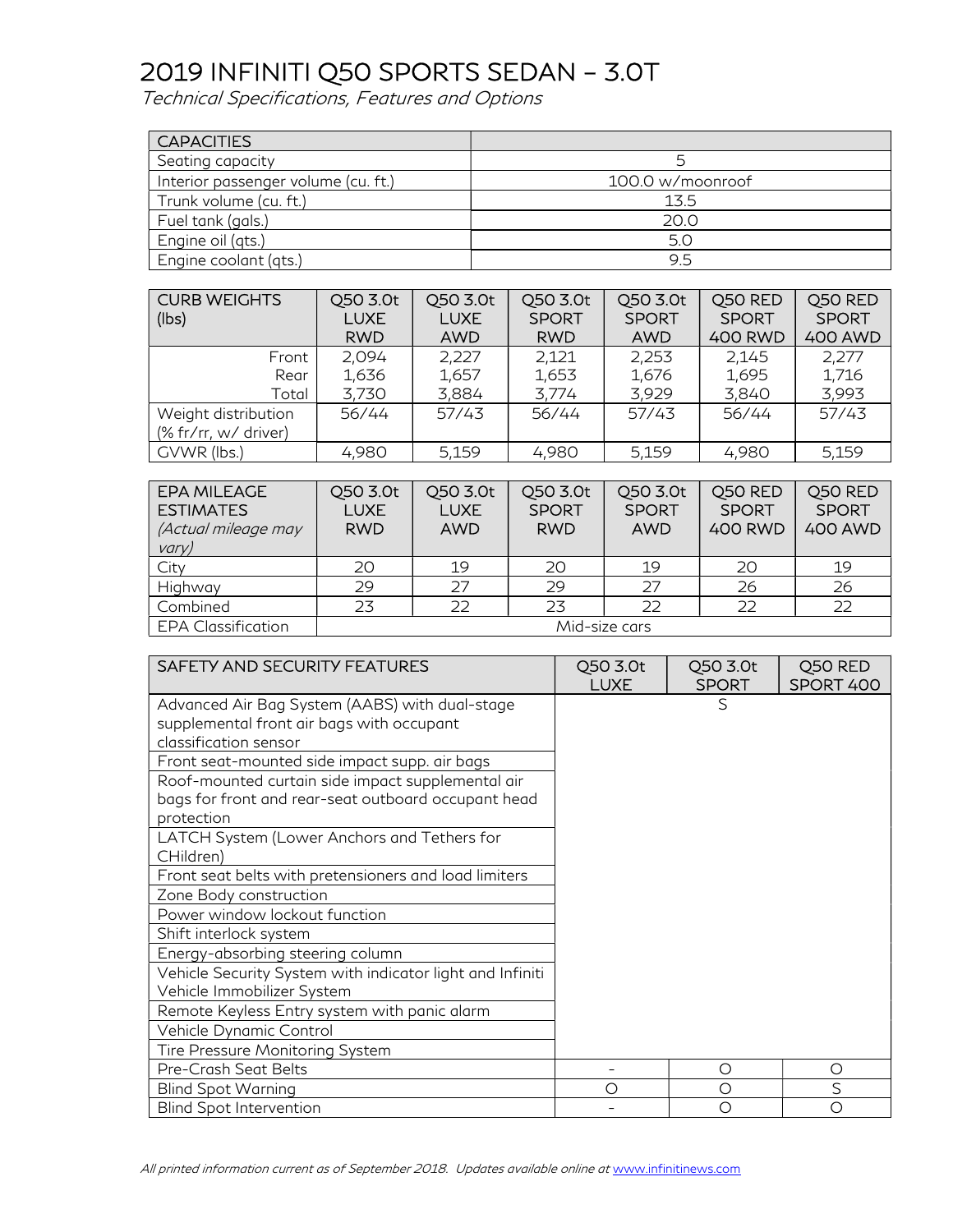# 2019 INFINITI Q50 SPORTS SEDAN – 3.0T

*Technical Specifications, Features and Options*

| CAPACITIES | |
|---|---|
| Seating capacity | 5 |
| Interior passenger volume (cu. ft.) | 100.0 w/moonroof |
| Trunk volume (cu. ft.) | 13.5 |
| Fuel tank (gals.) | 20.0 |
| Engine oil (qts.) | 5.0 |
| Engine coolant (qts.) | 9.5 |

| CURB WEIGHTS (lbs) | Q50 3.0t LUXE RWD | Q50 3.0t LUXE AWD | Q50 3.0t SPORT RWD | Q50 3.0t SPORT AWD | Q50 RED SPORT 400 RWD | Q50 RED SPORT 400 AWD |
|---|---|---|---|---|---|---|
| Front | 2,094 | 2,227 | 2,121 | 2,253 | 2,145 | 2,277 |
| Rear | 1,636 | 1,657 | 1,653 | 1,676 | 1,695 | 1,716 |
| Total | 3,730 | 3,884 | 3,774 | 3,929 | 3,840 | 3,993 |
| Weight distribution (% fr/rr, w/ driver) | 56/44 | 57/43 | 56/44 | 57/43 | 56/44 | 57/43 |
| GVWR (lbs.) | 4,980 | 5,159 | 4,980 | 5,159 | 4,980 | 5,159 |

| EPA MILEAGE ESTIMATES *(Actual mileage may vary)* | Q50 3.0t LUXE RWD | Q50 3.0t LUXE AWD | Q50 3.0t SPORT RWD | Q50 3.0t SPORT AWD | Q50 RED SPORT 400 RWD | Q50 RED SPORT 400 AWD |
|---|---|---|---|---|---|---|
| City | 20 | 19 | 20 | 19 | 20 | 19 |
| Highway | 29 | 27 | 29 | 27 | 26 | 26 |
| Combined | 23 | 22 | 23 | 22 | 22 | 22 |
| EPA Classification | Mid-size cars | | | | | |

| SAFETY AND SECURITY FEATURES | Q50 3.0t LUXE | Q50 3.0t SPORT | Q50 RED SPORT 400 |
|---|---|---|---|
| Advanced Air Bag System (AABS) with dual-stage supplemental front air bags with occupant classification sensor | | S | |
| Front seat-mounted side impact supp. air bags | | | |
| Roof-mounted curtain side impact supplemental air bags for front and rear-seat outboard occupant head protection | | | |
| LATCH System (Lower Anchors and Tethers for CHildren) | | | |
| Front seat belts with pretensioners and load limiters | | | |
| Zone Body construction | | | |
| Power window lockout function | | | |
| Shift interlock system | | | |
| Energy-absorbing steering column | | | |
| Vehicle Security System with indicator light and Infiniti Vehicle Immobilizer System | | | |
| Remote Keyless Entry system with panic alarm | | | |
| Vehicle Dynamic Control | | | |
| Tire Pressure Monitoring System | | | |
| Pre-Crash Seat Belts | - | O | O |
| Blind Spot Warning | O | O | S |
| Blind Spot Intervention | - | O | O |

*All printed information current as of September 2018. Updates available online at* [www.infinitinews.com](www.infinitinews.com)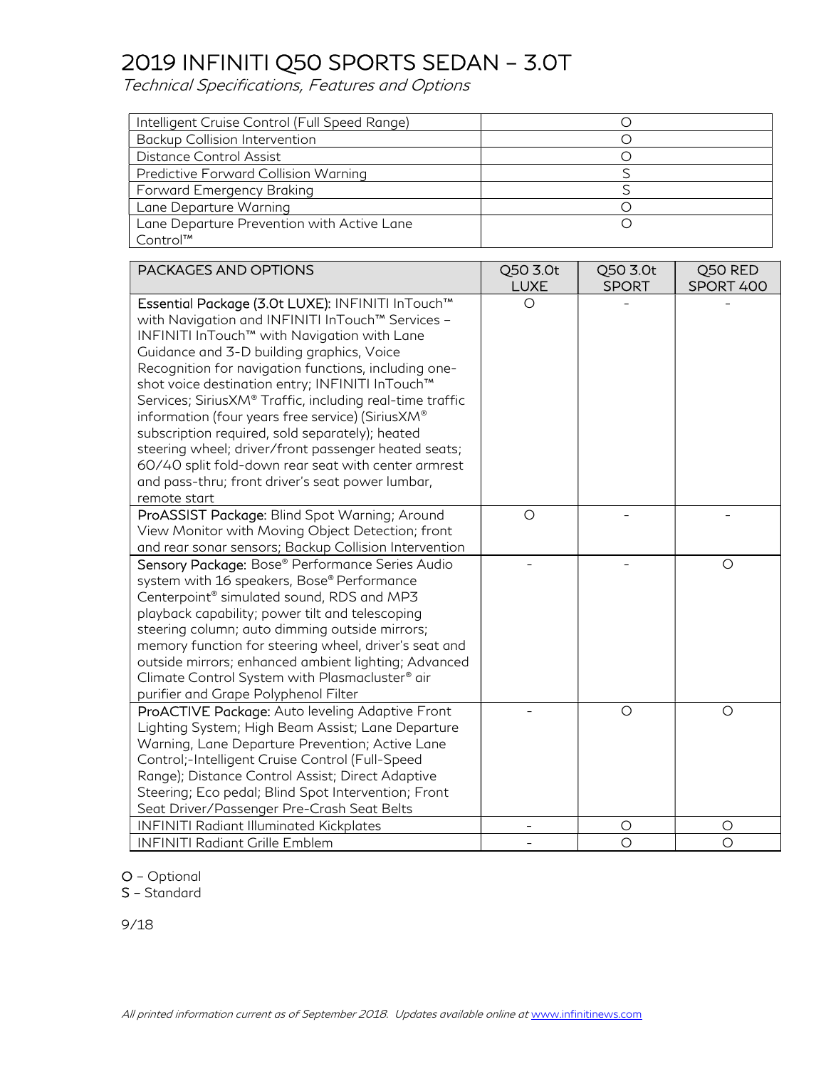# 2019 INFINITI Q50 SPORTS SEDAN – 3.0T

*Technical Specifications, Features and Options*

| | |
|---|---|
| Intelligent Cruise Control (Full Speed Range) | O |
| Backup Collision Intervention | O |
| Distance Control Assist | O |
| Predictive Forward Collision Warning | S |
| Forward Emergency Braking | S |
| Lane Departure Warning | O |
| Lane Departure Prevention with Active Lane Control™ | O |

| PACKAGES AND OPTIONS | Q50 3.0t LUXE | Q50 3.0t SPORT | Q50 RED SPORT 400 |
|---|---|---|---|
| Essential Package (3.0t LUXE): INFINITI InTouch™ with Navigation and INFINITI InTouch™ Services – INFINITI InTouch™ with Navigation with Lane Guidance and 3-D building graphics, Voice Recognition for navigation functions, including one-shot voice destination entry; INFINITI InTouch™ Services; SiriusXM® Traffic, including real-time traffic information (four years free service) (SiriusXM® subscription required, sold separately); heated steering wheel; driver/front passenger heated seats; 60/40 split fold-down rear seat with center armrest and pass-thru; front driver's seat power lumbar, remote start | O | - | - |
| ProASSIST Package: Blind Spot Warning; Around View Monitor with Moving Object Detection; front and rear sonar sensors; Backup Collision Intervention | O | - | - |
| Sensory Package: Bose® Performance Series Audio system with 16 speakers, Bose® Performance Centerpoint® simulated sound, RDS and MP3 playback capability; power tilt and telescoping steering column; auto dimming outside mirrors; memory function for steering wheel, driver's seat and outside mirrors; enhanced ambient lighting; Advanced Climate Control System with Plasmacluster® air purifier and Grape Polyphenol Filter | - | - | O |
| ProACTIVE Package: Auto leveling Adaptive Front Lighting System; High Beam Assist; Lane Departure Warning, Lane Departure Prevention; Active Lane Control;-Intelligent Cruise Control (Full-Speed Range); Distance Control Assist; Direct Adaptive Steering; Eco pedal; Blind Spot Intervention; Front Seat Driver/Passenger Pre-Crash Seat Belts | - | O | O |
| INFINITI Radiant Illuminated Kickplates | - | O | O |
| INFINITI Radiant Grille Emblem | - | O | O |

O – Optional
S – Standard

9/18

*All printed information current as of September 2018. Updates available online at www.infinitinews.com*